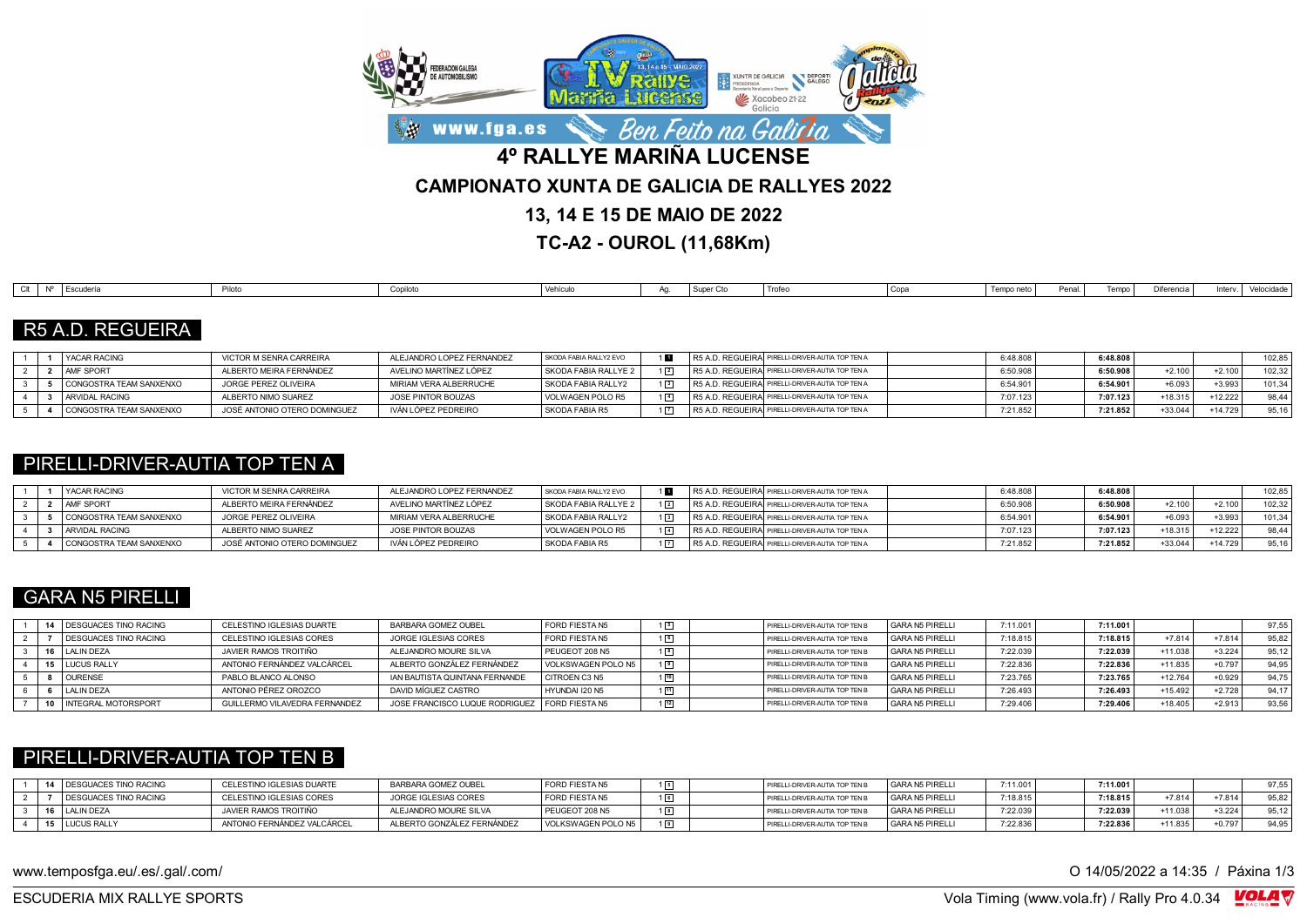# 4º RALLYE MARIÑA LUCENSE

## CAMPIONATO XUNTA DE GALICIA DE RALLYES 2022

## 13, 14 E 15 DE MAIO DE 2022

## TC-A2 - OUROL (11,68Km)

### R5 A.D. REGUEIRA

| Clt | Nº | Escudería | Piloto | Copiloto | Vehículo | Ag. | Super Cto | Trofeo | Copa | Tempo neto | Penal. | Tempo | Diferencia | Interv. | Velocidade |
|---|---|---|---|---|---|---|---|---|---|---|---|---|---|---|---|
| 1 | 1 | YACAR RACING | VICTOR M SENRA CARREIRA | ALEJANDRO LOPEZ FERNANDEZ | SKODA FABIA RALLY2 EVO | 1 1 | R5 A.D. REGUEIRA | PIRELLI-DRIVER-AUTIA TOP TEN A | | 6:48.808 | | 6:48.808 | | | 102,85 |
| 2 | 2 | AMF SPORT | ALBERTO MEIRA FERNÁNDEZ | AVELINO MARTÍNEZ LÓPEZ | SKODA FABIA RALLYE 2 | 1 2 | R5 A.D. REGUEIRA | PIRELLI-DRIVER-AUTIA TOP TEN A | | 6:50.908 | | 6:50.908 | +2.100 | +2.100 | 102,32 |
| 3 | 5 | CONGOSTRA TEAM SANXENXO | JORGE PEREZ OLIVEIRA | MIRIAM VERA ALBERRUCHE | SKODA FABIA RALLY2 | 1 3 | R5 A.D. REGUEIRA | PIRELLI-DRIVER-AUTIA TOP TEN A | | 6:54.901 | | 6:54.901 | +6.093 | +3.993 | 101,34 |
| 4 | 3 | ARVIDAL RACING | ALBERTO NIMO SUAREZ | JOSE PINTOR BOUZAS | VOLWAGEN POLO R5 | 1 4 | R5 A.D. REGUEIRA | PIRELLI-DRIVER-AUTIA TOP TEN A | | 7:07.123 | | 7:07.123 | +18.315 | +12.222 | 98,44 |
| 5 | 4 | CONGOSTRA TEAM SANXENXO | JOSÉ ANTONIO OTERO DOMINGUEZ | IVÁN LÓPEZ PEDREIRO | SKODA FABIA R5 | 1 7 | R5 A.D. REGUEIRA | PIRELLI-DRIVER-AUTIA TOP TEN A | | 7:21.852 | | 7:21.852 | +33.044 | +14.729 | 95,16 |

### PIRELLI-DRIVER-AUTIA TOP TEN A

| Clt | Nº | Escudería | Piloto | Copiloto | Vehículo | Ag. | Super Cto | Trofeo | Copa | Tempo neto | Penal. | Tempo | Diferencia | Interv. | Velocidade |
|---|---|---|---|---|---|---|---|---|---|---|---|---|---|---|---|
| 1 | 1 | YACAR RACING | VICTOR M SENRA CARREIRA | ALEJANDRO LOPEZ FERNANDEZ | SKODA FABIA RALLY2 EVO | 1 1 | R5 A.D. REGUEIRA | PIRELLI-DRIVER-AUTIA TOP TEN A | | 6:48.808 | | 6:48.808 | | | 102,85 |
| 2 | 2 | AMF SPORT | ALBERTO MEIRA FERNÁNDEZ | AVELINO MARTÍNEZ LÓPEZ | SKODA FABIA RALLYE 2 | 1 2 | R5 A.D. REGUEIRA | PIRELLI-DRIVER-AUTIA TOP TEN A | | 6:50.908 | | 6:50.908 | +2.100 | +2.100 | 102,32 |
| 3 | 5 | CONGOSTRA TEAM SANXENXO | JORGE PEREZ OLIVEIRA | MIRIAM VERA ALBERRUCHE | SKODA FABIA RALLY2 | 1 3 | R5 A.D. REGUEIRA | PIRELLI-DRIVER-AUTIA TOP TEN A | | 6:54.901 | | 6:54.901 | +6.093 | +3.993 | 101,34 |
| 4 | 3 | ARVIDAL RACING | ALBERTO NIMO SUAREZ | JOSE PINTOR BOUZAS | VOLWAGEN POLO R5 | 1 4 | R5 A.D. REGUEIRA | PIRELLI-DRIVER-AUTIA TOP TEN A | | 7:07.123 | | 7:07.123 | +18.315 | +12.222 | 98,44 |
| 5 | 4 | CONGOSTRA TEAM SANXENXO | JOSÉ ANTONIO OTERO DOMINGUEZ | IVÁN LÓPEZ PEDREIRO | SKODA FABIA R5 | 1 7 | R5 A.D. REGUEIRA | PIRELLI-DRIVER-AUTIA TOP TEN A | | 7:21.852 | | 7:21.852 | +33.044 | +14.729 | 95,16 |

### GARA N5 PIRELLI

| Clt | Nº | Escudería | Piloto | Copiloto | Vehículo | Ag. | Super Cto | Trofeo | Copa | Tempo neto | Penal. | Tempo | Diferencia | Interv. | Velocidade |
|---|---|---|---|---|---|---|---|---|---|---|---|---|---|---|---|
| 1 | 14 | DESGUACES TINO RACING | CELESTINO IGLESIAS DUARTE | BARBARA GOMEZ OUBEL | FORD FIESTA N5 | 1 5 | | PIRELLI-DRIVER-AUTIA TOP TEN B | GARA N5 PIRELLI | 7:11.001 | | 7:11.001 | | | 97,55 |
| 2 | 7 | DESGUACES TINO RACING | CELESTINO IGLESIAS CORES | JORGE IGLESIAS CORES | FORD FIESTA N5 | 1 6 | | PIRELLI-DRIVER-AUTIA TOP TEN B | GARA N5 PIRELLI | 7:18.815 | | 7:18.815 | +7.814 | +7.814 | 95,82 |
| 3 | 16 | LALIN DEZA | JAVIER RAMOS TROITIÑO | ALEJANDRO MOURE SILVA | PEUGEOT 208 N5 | 1 8 | | PIRELLI-DRIVER-AUTIA TOP TEN B | GARA N5 PIRELLI | 7:22.039 | | 7:22.039 | +11.038 | +3.224 | 95,12 |
| 4 | 15 | LUCUS RALLY | ANTONIO FERNÁNDEZ VALCÁRCEL | ALBERTO GONZÁLEZ FERNÁNDEZ | VOLKSWAGEN POLO N5 | 1 9 | | PIRELLI-DRIVER-AUTIA TOP TEN B | GARA N5 PIRELLI | 7:22.836 | | 7:22.836 | +11.835 | +0.797 | 94,95 |
| 5 | 8 | OURENSE | PABLO BLANCO ALONSO | IAN BAUTISTA QUINTANA FERNANDE | CITROEN C3 N5 | 1 10 | | PIRELLI-DRIVER-AUTIA TOP TEN B | GARA N5 PIRELLI | 7:23.765 | | 7:23.765 | +12.764 | +0.929 | 94,75 |
| 6 | 6 | LALIN DEZA | ANTONIO PÉREZ OROZCO | DAVID MÍGUEZ CASTRO | HYUNDAI I20 N5 | 1 11 | | PIRELLI-DRIVER-AUTIA TOP TEN B | GARA N5 PIRELLI | 7:26.493 | | 7:26.493 | +15.492 | +2.728 | 94,17 |
| 7 | 10 | INTEGRAL MOTORSPORT | GUILLERMO VILAVEDRA FERNANDEZ | JOSE FRANCISCO LUQUE RODRIGUEZ | FORD FIESTA N5 | 1 12 | | PIRELLI-DRIVER-AUTIA TOP TEN B | GARA N5 PIRELLI | 7:29.406 | | 7:29.406 | +18.405 | +2.913 | 93,56 |

### PIRELLI-DRIVER-AUTIA TOP TEN B

| Clt | Nº | Escudería | Piloto | Copiloto | Vehículo | Ag. | Super Cto | Trofeo | Copa | Tempo neto | Penal. | Tempo | Diferencia | Interv. | Velocidade |
|---|---|---|---|---|---|---|---|---|---|---|---|---|---|---|---|
| 1 | 14 | DESGUACES TINO RACING | CELESTINO IGLESIAS DUARTE | BARBARA GOMEZ OUBEL | FORD FIESTA N5 | 1 5 | | PIRELLI-DRIVER-AUTIA TOP TEN B | GARA N5 PIRELLI | 7:11.001 | | 7:11.001 | | | 97,55 |
| 2 | 7 | DESGUACES TINO RACING | CELESTINO IGLESIAS CORES | JORGE IGLESIAS CORES | FORD FIESTA N5 | 1 6 | | PIRELLI-DRIVER-AUTIA TOP TEN B | GARA N5 PIRELLI | 7:18.815 | | 7:18.815 | +7.814 | +7.814 | 95,82 |
| 3 | 16 | LALIN DEZA | JAVIER RAMOS TROITIÑO | ALEJANDRO MOURE SILVA | PEUGEOT 208 N5 | 1 8 | | PIRELLI-DRIVER-AUTIA TOP TEN B | GARA N5 PIRELLI | 7:22.039 | | 7:22.039 | +11.038 | +3.224 | 95,12 |
| 4 | 15 | LUCUS RALLY | ANTONIO FERNÁNDEZ VALCÁRCEL | ALBERTO GONZÁLEZ FERNÁNDEZ | VOLKSWAGEN POLO N5 | 1 9 | | PIRELLI-DRIVER-AUTIA TOP TEN B | GARA N5 PIRELLI | 7:22.836 | | 7:22.836 | +11.835 | +0.797 | 94,95 |

www.temposfga.eu/.es/.gal/.com/ — O 14/05/2022 a 14:35

ESCUDERIA MIX RALLYE SPORTS — Vola Timing (www.vola.fr) / Rally Pro 4.0.34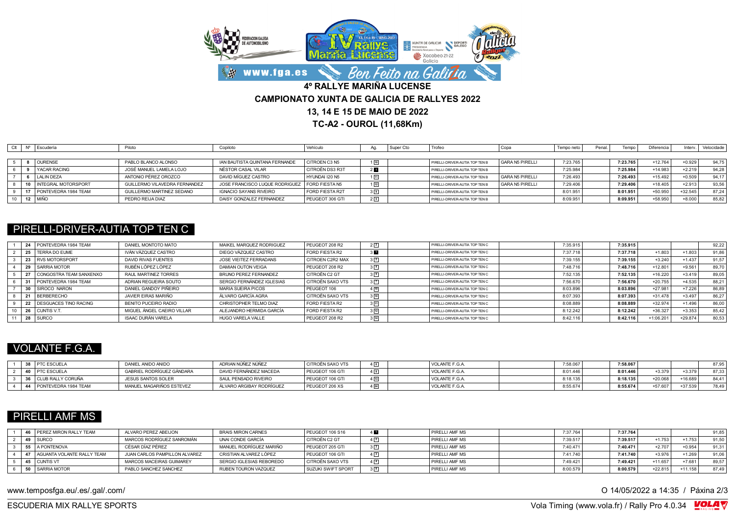# 4º RALLYE MARIÑA LUCENSE

## CAMPIONATO XUNTA DE GALICIA DE RALLYES 2022

## 13, 14 E 15 DE MAIO DE 2022

## TC-A2 - OUROL (11,68Km)

| Clt | Nº | Escudería | Piloto | Copiloto | Vehículo | Ag. | Super Cto | Trofeo | Copa | Tempo neto | Penal. | Tempo | Diferencia | Interv. | Velocidade |
|---|---|---|---|---|---|---|---|---|---|---|---|---|---|---|---|
| 5 | 8 | OURENSE | PABLO BLANCO ALONSO | IAN BAUTISTA QUINTANA FERNANDE | CITROEN C3 N5 | 1 10 | | PIRELLI-DRIVER-AUTIA TOP TEN B | GARA N5 PIRELLI | 7:23.765 | | 7:23.765 | +12.764 | +0.929 | 94,75 |
| 6 | 9 | YACAR RACING | JOSÉ MANUEL LAMELA LOJO | NÉSTOR CASAL VILAR | CITROËN DS3 R3T | 2 1 | | PIRELLI-DRIVER-AUTIA TOP TEN B | | 7:25.984 | | 7:25.984 | +14.983 | +2.219 | 94,28 |
| 7 | 6 | LALIN DEZA | ANTONIO PÉREZ OROZCO | DAVID MÍGUEZ CASTRO | HYUNDAI I20 N5 | 1 11 | | PIRELLI-DRIVER-AUTIA TOP TEN B | GARA N5 PIRELLI | 7:26.493 | | 7:26.493 | +15.492 | +0.509 | 94,17 |
| 8 | 10 | INTEGRAL MOTORSPORT | GUILLERMO VILAVERDA FERNANDEZ | JOSE FRANCISCO LUQUE RODRIGUEZ | FORD FIESTA N5 | 1 12 | | PIRELLI-DRIVER-AUTIA TOP TEN B | GARA N5 PIRELLI | 7:29.406 | | 7:29.406 | +18.405 | +2.913 | 93,56 |
| 9 | 17 | PONTEVEDRA 1984 TEAM | GUILLERMO MARTINEZ SEDANO | IGNACIO SAYANS RIVEIRO | FORD FIESTA R2T | 3 3 | | PIRELLI-DRIVER-AUTIA TOP TEN B | | 8:01.951 | | 8:01.951 | +50.950 | +32.545 | 87,24 |
| 10 | 12 | MIÑO | PEDRO REIJA DIAZ | DAISY GONZALEZ FERNANDEZ | PEUGEOT 306 GTI | 2 5 | | PIRELLI-DRIVER-AUTIA TOP TEN B | | 8:09.951 | | 8:09.951 | +58.950 | +8.000 | 85,82 |

## PIRELLI-DRIVER-AUTIA TOP TEN C

| Clt | Nº | Escudería | Piloto | Copiloto | Vehículo | Ag. | Super Cto | Trofeo | Copa | Tempo neto | Penal. | Tempo | Diferencia | Interv. | Velocidade |
|---|---|---|---|---|---|---|---|---|---|---|---|---|---|---|---|
| 1 | 24 | PONTEVEDRA 1984 TEAM | DANIEL MONTOTO MATO | MAIKEL MARQUEZ RODRIGUEZ | PEUGEOT 208 R2 | 2 2 | | PIRELLI-DRIVER-AUTIA TOP TEN C | | 7:35.915 | | 7:35.915 | | | 92,22 |
| 2 | 25 | TERRA DO EUME | IVÁN VÁZQUEZ CASTRO | DIEGO VÁZQUEZ CASTRO | FORD FIESTA R2 | 3 1 | | PIRELLI-DRIVER-AUTIA TOP TEN C | | 7:37.718 | | 7:37.718 | +1.803 | +1.803 | 91,86 |
| 3 | 23 | RVS MOTORSPORT | DAVID RIVAS FUENTES | JOSE VIEITEZ FERRADANS | CITROEN C2R2 MAX | 3 2 | | PIRELLI-DRIVER-AUTIA TOP TEN C | | 7:39.155 | | 7:39.155 | +3.240 | +1.437 | 91,57 |
| 4 | 29 | SARRIA MOTOR | RUBÉN LÓPEZ LÓPEZ | DAMIAN OUTON VEIGA | PEUGEOT 208 R2 | 3 4 | | PIRELLI-DRIVER-AUTIA TOP TEN C | | 7:48.716 | | 7:48.716 | +12.801 | +9.561 | 89,70 |
| 5 | 27 | CONGOSTRA TEAM SANXENXO | RAUL MARTINEZ TORRES | BRUNO PEREZ FERNANDEZ | CITROËN C2 GT | 3 5 | | PIRELLI-DRIVER-AUTIA TOP TEN C | | 7:52.135 | | 7:52.135 | +16.220 | +3.419 | 89,05 |
| 6 | 31 | PONTEVEDRA 1984 TEAM | ADRIAN REGUEIRA SOUTO | SERGIO FERNÁNDEZ IGLESIAS | CITROËN SAXO VTS | 3 7 | | PIRELLI-DRIVER-AUTIA TOP TEN C | | 7:56.670 | | 7:56.670 | +20.755 | +4.535 | 88,21 |
| 7 | 30 | SIROCO NARON | DANIEL GANDOY PIÑEIRO | MARIA SUEIRA PICOS | PEUGEOT 106 | 4 10 | | PIRELLI-DRIVER-AUTIA TOP TEN C | | 8:03.896 | | 8:03.896 | +27.981 | +7.226 | 86,89 |
| 8 | 21 | BERBERECHO | JAVIER EIRAS MARIÑO | ÁLVARO GARCÍA AGRA | CITROËN SAXO VTS | 3 10 | | PIRELLI-DRIVER-AUTIA TOP TEN C | | 8:07.393 | | 8:07.393 | +31.478 | +3.497 | 86,27 |
| 9 | 22 | DESGUACES TINO RACING | BENITO PUCEIRO RADIO | CHRISTOPHER TELMO DIAZ | FORD FIESTA R2 | 3 11 | | PIRELLI-DRIVER-AUTIA TOP TEN C | | 8:08.889 | | 8:08.889 | +32.974 | +1.496 | 86,00 |
| 10 | 26 | CUNTIS V.T. | MIGUEL ÁNGEL CAEIRO VILLAR | ALEJANDRO HERMIDA GARCÍA | FORD FIESTA R2 | 3 12 | | PIRELLI-DRIVER-AUTIA TOP TEN C | | 8:12.242 | | 8:12.242 | +36.327 | +3.353 | 85,42 |
| 11 | 28 | SURCO | ISAAC DURÁN VARELA | HUGO VARELA VALLE | PEUGEOT 208 R2 | 3 14 | | PIRELLI-DRIVER-AUTIA TOP TEN C | | 8:42.116 | | 8:42.116 | +1:06.201 | +29.874 | 80,53 |

## VOLANTE F.G.A.

| Clt | Nº | Escudería | Piloto | Copiloto | Vehículo | Ag. | Super Cto | Trofeo | Copa | Tempo neto | Penal. | Tempo | Diferencia | Interv. | Velocidade |
|---|---|---|---|---|---|---|---|---|---|---|---|---|---|---|---|
| 1 | 38 | PTC ESCUELA | DANIEL ANIDO ANIDO | ADRIAN NÚÑEZ NÚÑEZ | CITROËN SAXO VTS | 4 6 | | VOLANTE F.G.A. | | 7:58.067 | | 7:58.067 | | | 87,95 |
| 2 | 40 | PTC ESCUELA | GABRIEL RODRÍGUEZ GÁNDARA | DAVID FERNÁNDEZ MACEDA | PEUGEOT 106 GTI | 4 8 | | VOLANTE F.G.A. | | 8:01.446 | | 8:01.446 | +3.379 | +3.379 | 87,33 |
| 3 | 36 | CLUB RALLY CORUÑA | JESUS SANTOS SOLER | SAUL PENSADO RIVEIRO | PEUGEOT 106 GTI | 4 13 | | VOLANTE F.G.A. | | 8:18.135 | | 8:18.135 | +20.068 | +16.689 | 84,41 |
| 4 | 44 | PONTEVEDRA 1984 TEAM | MANUEL MAGARIÑOS ESTEVEZ | ÁLVARO ARGIBAY RODRÍGUEZ | PEUGEOT 206 XS | 4 24 | | VOLANTE F.G.A. | | 8:55.674 | | 8:55.674 | +57.607 | +37.539 | 78,49 |

## PIRELLI AMF MS

| Clt | Nº | Escudería | Piloto | Copiloto | Vehículo | Ag. | Super Cto | Trofeo | Copa | Tempo neto | Penal. | Tempo | Diferencia | Interv. | Velocidade |
|---|---|---|---|---|---|---|---|---|---|---|---|---|---|---|---|
| 1 | 46 | PEREZ MIRON RALLY TEAM | ALVARO PEREZ ABEIJON | BRAIS MIRON CARNES | PEUGEOT 106 S16 | 4 1 | | PIRELLI AMF MS | | 7:37.764 | | 7:37.764 | | | 91,85 |
| 2 | 49 | SURCO | MARCOS RODRÍGUEZ SANROMÁN | UNAI CONDE GARCÍA | CITROËN C2 GT | 4 2 | | PIRELLI AMF MS | | 7:39.517 | | 7:39.517 | +1.753 | +1.753 | 91,50 |
| 3 | 55 | A PONTENOVA | CÉSAR DÍAZ PÉREZ | MANUEL RODRÍGUEZ MARIÑO | PEUGEOT 205 GTI | 3 3 | | PIRELLI AMF MS | | 7:40.471 | | 7:40.471 | +2.707 | +0.954 | 91,31 |
| 4 | 47 | AGUANTA VOLANTE RALLY TEAM | JUAN CARLOS PAMPILLON ALVAREZ | CRISTIAN ALVAREZ LÓPEZ | PEUGEOT 106 GTI | 4 3 | | PIRELLI AMF MS | | 7:41.740 | | 7:41.740 | +3.976 | +1.269 | 91,06 |
| 5 | 45 | CUNTIS VT | MARCOS MACEIRAS GUIMAREY | SERGIO IGLESIAS REBOREDO | CITROËN SAXO VTS | 4 4 | | PIRELLI AMF MS | | 7:49.421 | | 7:49.421 | +11.657 | +7.681 | 89,57 |
| 6 | 50 | SARRIA MOTOR | PABLO SANCHEZ SANCHEZ | RUBEN TOURON VAZQUEZ | SUZUKI SWIFT SPORT | 3 8 | | PIRELLI AMF MS | | 8:00.579 | | 8:00.579 | +22.815 | +11.158 | 87,49 |

www.temposfga.eu/.es/.gal/.com/ O 14/05/2022 a 14:35

ESCUDERIA MIX RALLYE SPORTS Vola Timing (www.vola.fr) / Rally Pro 4.0.34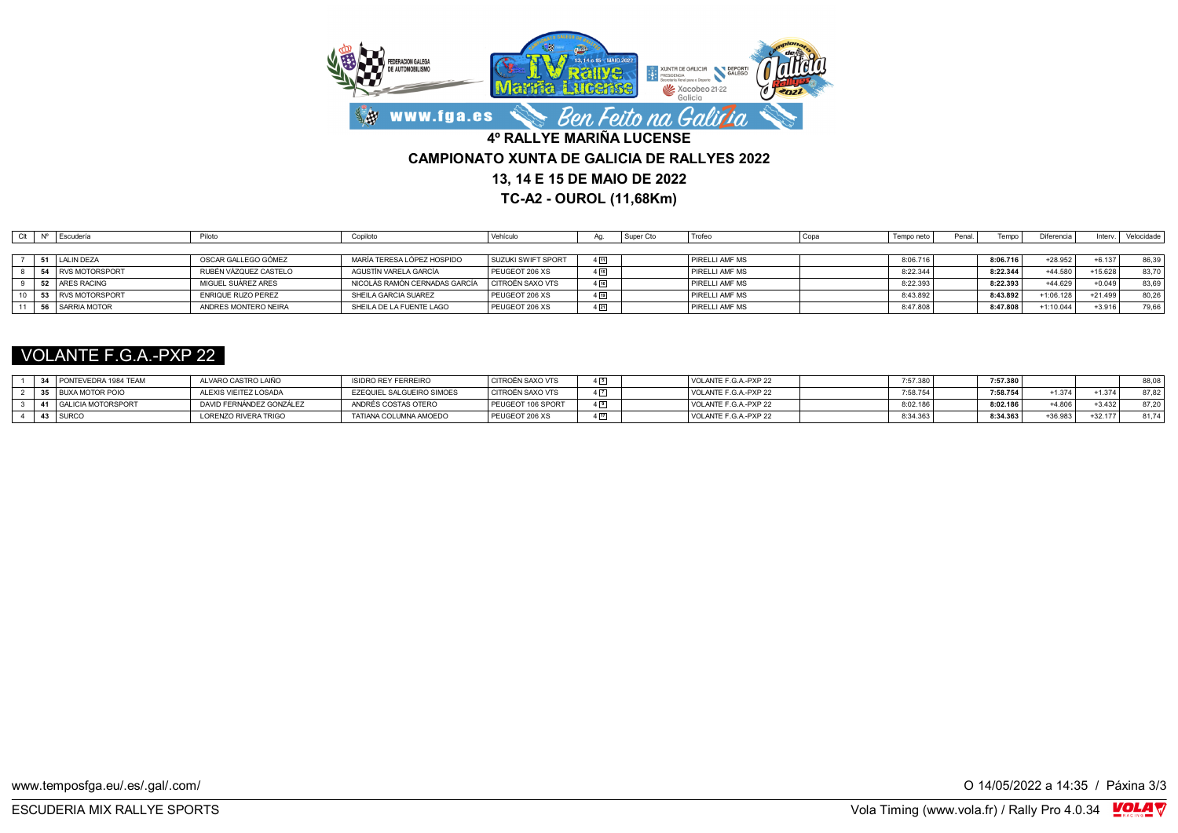# 4º RALLYE MARIÑA LUCENSE

## CAMPIONATO XUNTA DE GALICIA DE RALLYES 2022

## 13, 14 E 15 DE MAIO DE 2022

## TC-A2 - OUROL (11,68Km)

| Clt | Nº | Escudería | Piloto | Copiloto | Vehículo | Ag. | Super Cto | Trofeo | Copa | Tempo neto | Penal. | Tempo | Diferencia | Interv. | Velocidade |
|---|---|---|---|---|---|---|---|---|---|---|---|---|---|---|---|
| 7 | 51 | LALIN DEZA | OSCAR GALLEGO GÓMEZ | MARÍA TERESA LÓPEZ HOSPIDO | SUZUKI SWIFT SPORT | 4 11 | | PIRELLI AMF MS | | 8:06.716 | | **8:06.716** | +28.952 | +6.137 | 86,39 |
| 8 | 54 | RVS MOTORSPORT | RUBÉN VÁZQUEZ CASTELO | AGUSTÍN VARELA GARCÍA | PEUGEOT 206 XS | 4 15 | | PIRELLI AMF MS | | 8:22.344 | | **8:22.344** | +44.580 | +15.628 | 83,70 |
| 9 | 52 | ARES RACING | MIGUEL SUÁREZ ARES | NICOLÁS RAMÓN CERNADAS GARCÍA | CITROËN SAXO VTS | 4 16 | | PIRELLI AMF MS | | 8:22.393 | | **8:22.393** | +44.629 | +0.049 | 83,69 |
| 10 | 53 | RVS MOTORSPORT | ENRIQUE RUZO PEREZ | SHEILA GARCIA SUAREZ | PEUGEOT 206 XS | 4 18 | | PIRELLI AMF MS | | 8:43.892 | | **8:43.892** | +1:06.128 | +21.499 | 80,26 |
| 11 | 56 | SARRIA MOTOR | ANDRES MONTERO NEIRA | SHEILA DE LA FUENTE LAGO | PEUGEOT 206 XS | 4 21 | | PIRELLI AMF MS | | 8:47.808 | | **8:47.808** | +1:10.044 | +3.916 | 79,66 |

## VOLANTE F.G.A.-PXP 22

| Clt | Nº | Escudería | Piloto | Copiloto | Vehículo | Ag. | Super Cto | Trofeo | Copa | Tempo neto | Penal. | Tempo | Diferencia | Interv. | Velocidade |
|---|---|---|---|---|---|---|---|---|---|---|---|---|---|---|---|
| 1 | 34 | PONTEVEDRA 1984 TEAM | ALVARO CASTRO LAIÑO | ISIDRO REY FERREIRO | CITROËN SAXO VTS | 4 5 | | VOLANTE F.G.A.-PXP 22 | | 7:57.380 | | **7:57.380** | | | 88,08 |
| 2 | 35 | BUXA MOTOR POIO | ALEXIS VIEITEZ LOSADA | EZEQUIEL SALGUEIRO SIMOES | CITROËN SAXO VTS | 4 7 | | VOLANTE F.G.A.-PXP 22 | | 7:58.754 | | **7:58.754** | +1.374 | +1.374 | 87,82 |
| 3 | 41 | GALICIA MOTORSPORT | DAVID FERNÁNDEZ GONZÁLEZ | ANDRÉS COSTAS OTERO | PEUGEOT 106 SPORT | 4 9 | | VOLANTE F.G.A.-PXP 22 | | 8:02.186 | | **8:02.186** | +4.806 | +3.432 | 87,20 |
| 4 | 43 | SURCO | LORENZO RIVERA TRIGO | TATIANA COLUMNA AMOEDO | PEUGEOT 206 XS | 4 17 | | VOLANTE F.G.A.-PXP 22 | | 8:34.363 | | **8:34.363** | +36.983 | +32.177 | 81,74 |

www.temposfga.eu/.es/.gal/.com/

O 14/05/2022 a 14:35 / Páxina 3/3

ESCUDERIA MIX RALLYE SPORTS

Vola Timing (www.vola.fr) / Rally Pro 4.0.34